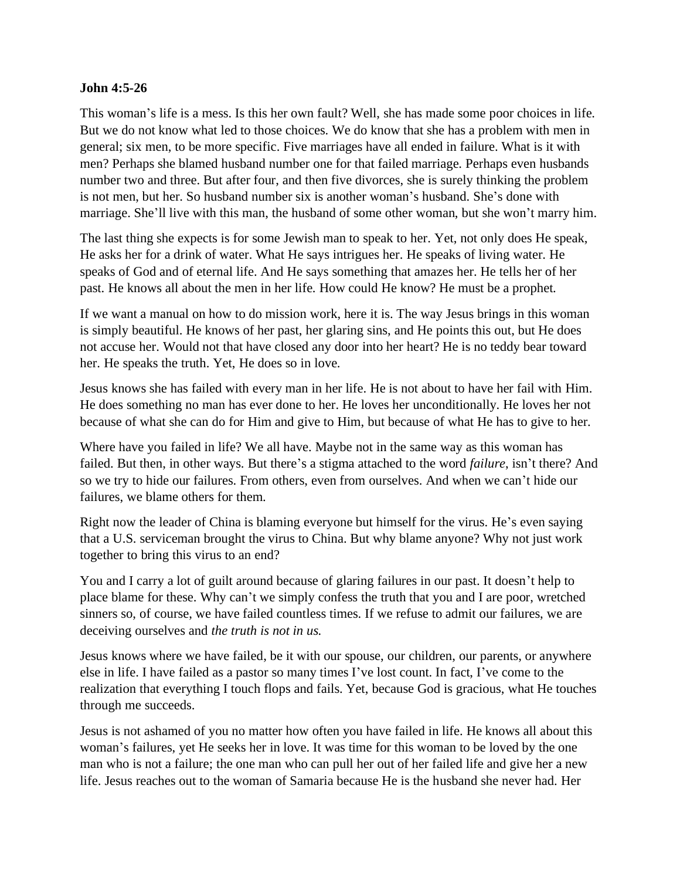**John 4:5-26**

This woman's life is a mess. Is this her own fault? Well, she has made some poor choices in life. But we do not know what led to those choices. We do know that she has a problem with men in general; six men, to be more specific. Five marriages have all ended in failure. What is it with men? Perhaps she blamed husband number one for that failed marriage. Perhaps even husbands number two and three. But after four, and then five divorces, she is surely thinking the problem is not men, but her. So husband number six is another woman's husband. She's done with marriage. She'll live with this man, the husband of some other woman, but she won't marry him.

The last thing she expects is for some Jewish man to speak to her. Yet, not only does He speak, He asks her for a drink of water. What He says intrigues her. He speaks of living water. He speaks of God and of eternal life. And He says something that amazes her. He tells her of her past. He knows all about the men in her life. How could He know? He must be a prophet.

If we want a manual on how to do mission work, here it is. The way Jesus brings in this woman is simply beautiful. He knows of her past, her glaring sins, and He points this out, but He does not accuse her. Would not that have closed any door into her heart? He is no teddy bear toward her. He speaks the truth. Yet, He does so in love.

Jesus knows she has failed with every man in her life. He is not about to have her fail with Him. He does something no man has ever done to her. He loves her unconditionally. He loves her not because of what she can do for Him and give to Him, but because of what He has to give to her.

Where have you failed in life? We all have. Maybe not in the same way as this woman has failed. But then, in other ways. But there's a stigma attached to the word *failure*, isn't there? And so we try to hide our failures. From others, even from ourselves. And when we can't hide our failures, we blame others for them.

Right now the leader of China is blaming everyone but himself for the virus. He's even saying that a U.S. serviceman brought the virus to China. But why blame anyone? Why not just work together to bring this virus to an end?

You and I carry a lot of guilt around because of glaring failures in our past. It doesn't help to place blame for these. Why can't we simply confess the truth that you and I are poor, wretched sinners so, of course, we have failed countless times. If we refuse to admit our failures, we are deceiving ourselves and *the truth is not in us.*

Jesus knows where we have failed, be it with our spouse, our children, our parents, or anywhere else in life. I have failed as a pastor so many times I've lost count. In fact, I've come to the realization that everything I touch flops and fails. Yet, because God is gracious, what He touches through me succeeds.

Jesus is not ashamed of you no matter how often you have failed in life. He knows all about this woman's failures, yet He seeks her in love. It was time for this woman to be loved by the one man who is not a failure; the one man who can pull her out of her failed life and give her a new life. Jesus reaches out to the woman of Samaria because He is the husband she never had. Her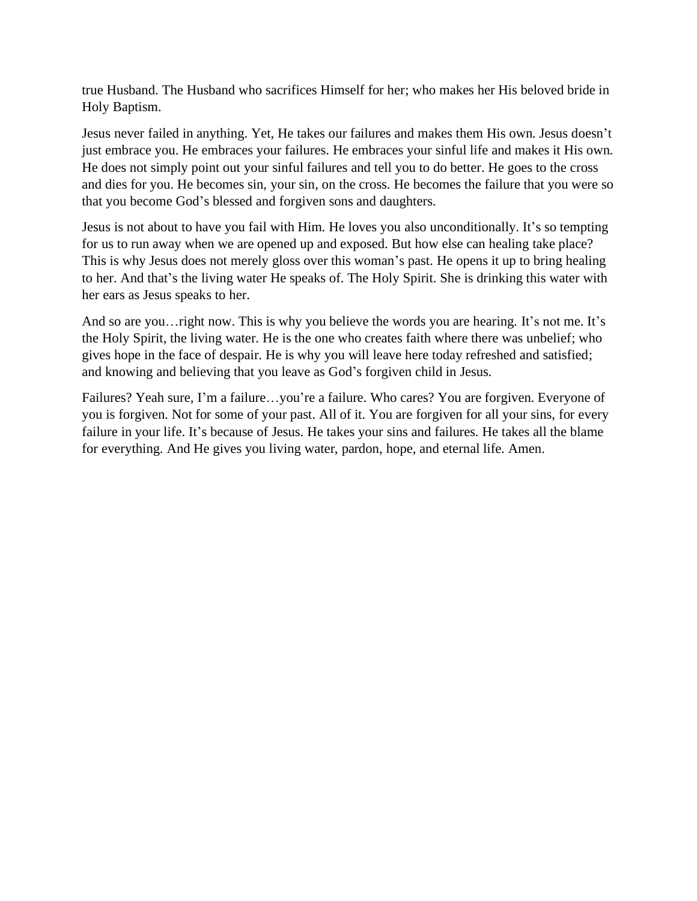true Husband. The Husband who sacrifices Himself for her; who makes her His beloved bride in Holy Baptism.

Jesus never failed in anything. Yet, He takes our failures and makes them His own. Jesus doesn't just embrace you. He embraces your failures. He embraces your sinful life and makes it His own. He does not simply point out your sinful failures and tell you to do better. He goes to the cross and dies for you. He becomes sin, your sin, on the cross. He becomes the failure that you were so that you become God's blessed and forgiven sons and daughters.

Jesus is not about to have you fail with Him. He loves you also unconditionally. It's so tempting for us to run away when we are opened up and exposed. But how else can healing take place? This is why Jesus does not merely gloss over this woman's past. He opens it up to bring healing to her. And that's the living water He speaks of. The Holy Spirit. She is drinking this water with her ears as Jesus speaks to her.

And so are you…right now. This is why you believe the words you are hearing. It's not me. It's the Holy Spirit, the living water. He is the one who creates faith where there was unbelief; who gives hope in the face of despair. He is why you will leave here today refreshed and satisfied; and knowing and believing that you leave as God's forgiven child in Jesus.

Failures? Yeah sure, I'm a failure…you're a failure. Who cares? You are forgiven. Everyone of you is forgiven. Not for some of your past. All of it. You are forgiven for all your sins, for every failure in your life. It's because of Jesus. He takes your sins and failures. He takes all the blame for everything. And He gives you living water, pardon, hope, and eternal life. Amen.